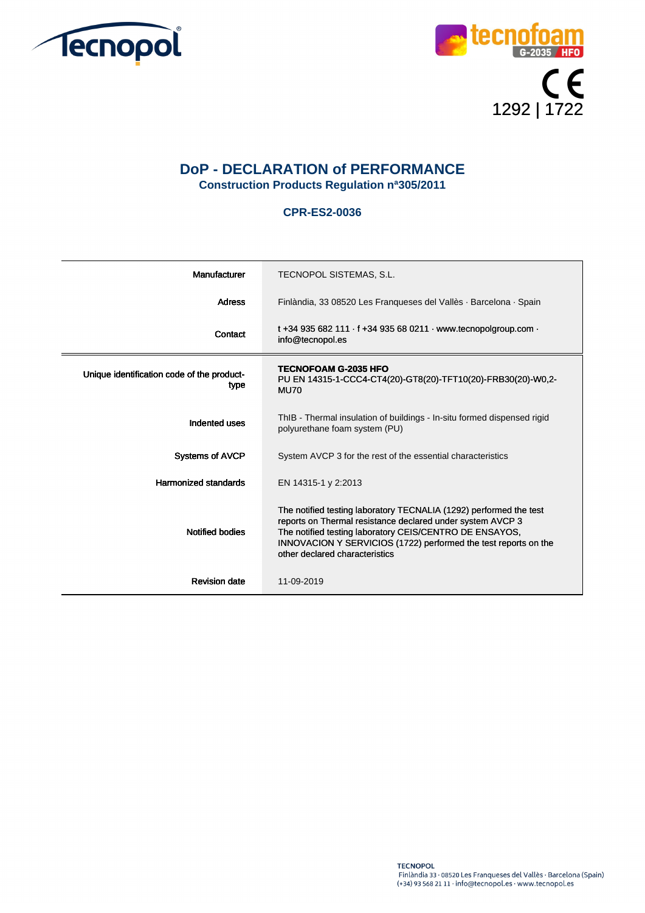# DoP - DECLARATION of PERFORMANCE

## Construction Products Regulation nª305/2011

### CPR-ES2-0036

CE
1292 | 1722

| | |
|---|---|
| Manufacturer | TECNOPOL SISTEMAS, S.L. |
| Adress | Finlàndia, 33 08520 Les Franqueses del Vallès · Barcelona · Spain |
| Contact | t +34 935 682 111 · f +34 935 68 0211 · www.tecnopolgroup.com · info@tecnopol.es |
| Unique identification code of the product-type | **TECNOFOAM G-2035 HFO**<br>PU EN 14315-1-CCC4-CT4(20)-GT8(20)-TFT10(20)-FRB30(20)-W0,2-MU70 |
| Indented uses | ThIB - Thermal insulation of buildings - In-situ formed dispensed rigid polyurethane foam system (PU) |
| Systems of AVCP | System AVCP 3 for the rest of the essential characteristics |
| Harmonized standards | EN 14315-1 y 2:2013 |
| Notified bodies | The notified testing laboratory TECNALIA (1292) performed the test reports on Thermal resistance declared under system AVCP 3<br>The notified testing laboratory CEIS/CENTRO DE ENSAYOS, INNOVACION Y SERVICIOS (1722) performed the test reports on the other declared characteristics |
| Revision date | 11-09-2019 |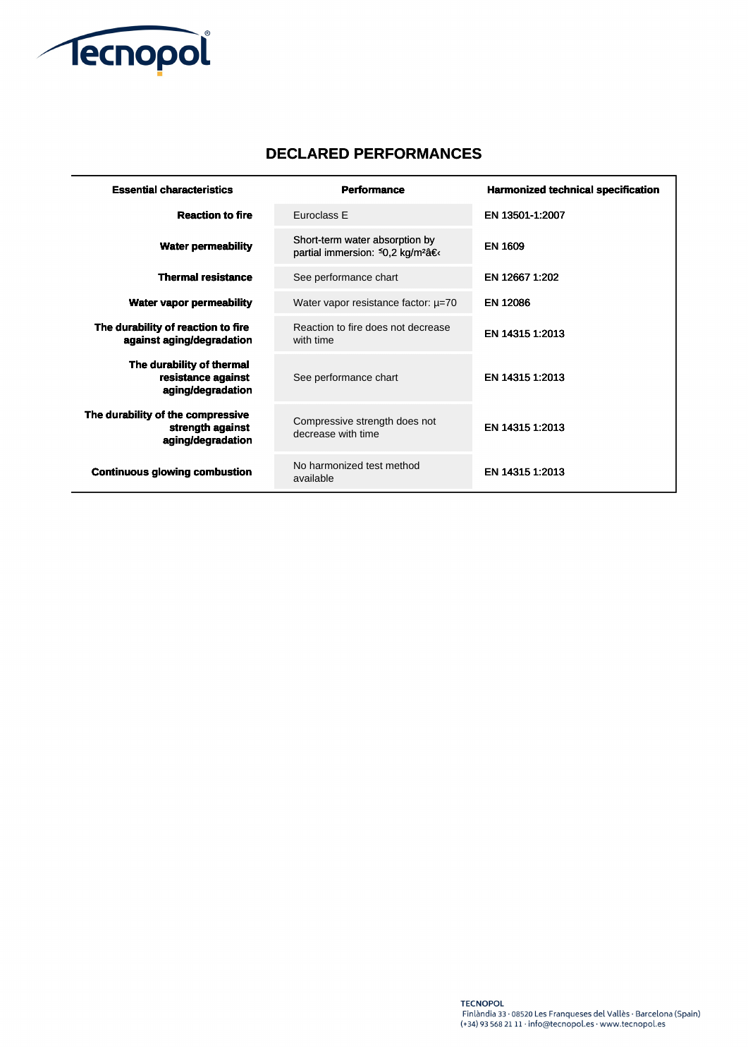## DECLARED PERFORMANCES

| Essential characteristics | Performance | Harmonized technical specification |
|---|---|---|
| **Reaction to fire** | Euroclass E | EN 13501-1:2007 |
| **Water permeability** | Short-term water absorption by partial immersion: ≤0,2 kg/m²â€‹ | EN 1609 |
| **Thermal resistance** | See performance chart | EN 12667 1:202 |
| **Water vapor permeability** | Water vapor resistance factor: µ=70 | EN 12086 |
| **The durability of reaction to fire against aging/degradation** | Reaction to fire does not decrease with time | EN 14315 1:2013 |
| **The durability of thermal resistance against aging/degradation** | See performance chart | EN 14315 1:2013 |
| **The durability of the compressive strength against aging/degradation** | Compressive strength does not decrease with time | EN 14315 1:2013 |
| **Continuous glowing combustion** | No harmonized test method available | EN 14315 1:2013 |

TECNOPOL
Finlàndia 33 · 08520 Les Franqueses del Vallès · Barcelona (Spain)
(+34) 93 568 21 11 · info@tecnopol.es · www.tecnopol.es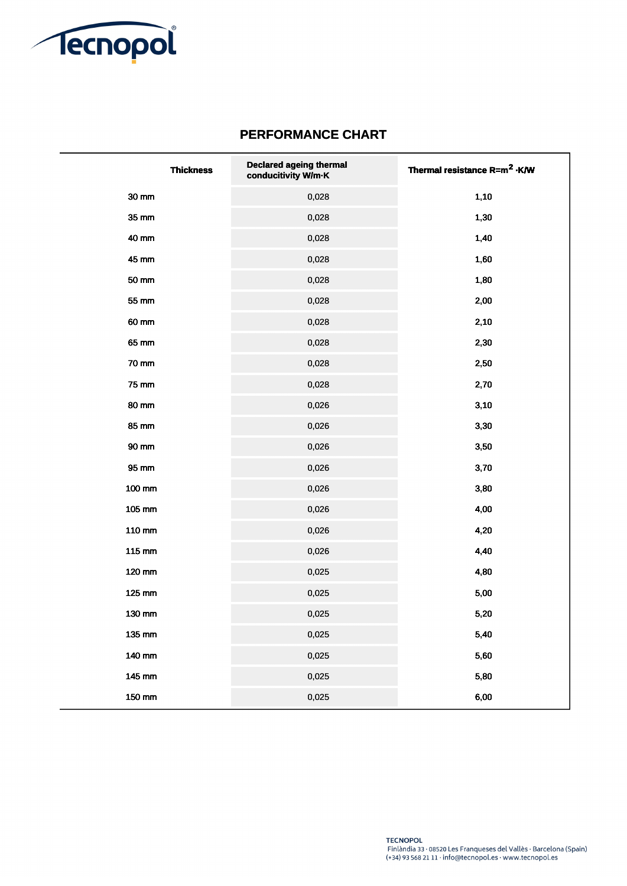Tecnopol®

## PERFORMANCE CHART

| Thickness | Declared ageing thermal conducitivity W/m·K | Thermal resistance R=m$^2$ ·K/W |
|---|---|---|
| 30 mm | 0,028 | 1,10 |
| 35 mm | 0,028 | 1,30 |
| 40 mm | 0,028 | 1,40 |
| 45 mm | 0,028 | 1,60 |
| 50 mm | 0,028 | 1,80 |
| 55 mm | 0,028 | 2,00 |
| 60 mm | 0,028 | 2,10 |
| 65 mm | 0,028 | 2,30 |
| 70 mm | 0,028 | 2,50 |
| 75 mm | 0,028 | 2,70 |
| 80 mm | 0,026 | 3,10 |
| 85 mm | 0,026 | 3,30 |
| 90 mm | 0,026 | 3,50 |
| 95 mm | 0,026 | 3,70 |
| 100 mm | 0,026 | 3,80 |
| 105 mm | 0,026 | 4,00 |
| 110 mm | 0,026 | 4,20 |
| 115 mm | 0,026 | 4,40 |
| 120 mm | 0,025 | 4,80 |
| 125 mm | 0,025 | 5,00 |
| 130 mm | 0,025 | 5,20 |
| 135 mm | 0,025 | 5,40 |
| 140 mm | 0,025 | 5,60 |
| 145 mm | 0,025 | 5,80 |
| 150 mm | 0,025 | 6,00 |

**TECNOPOL**
Finlàndia 33 · 08520 Les Franqueses del Vallès · Barcelona (Spain)
(+34) 93 568 21 11 · info@tecnopol.es · www.tecnopol.es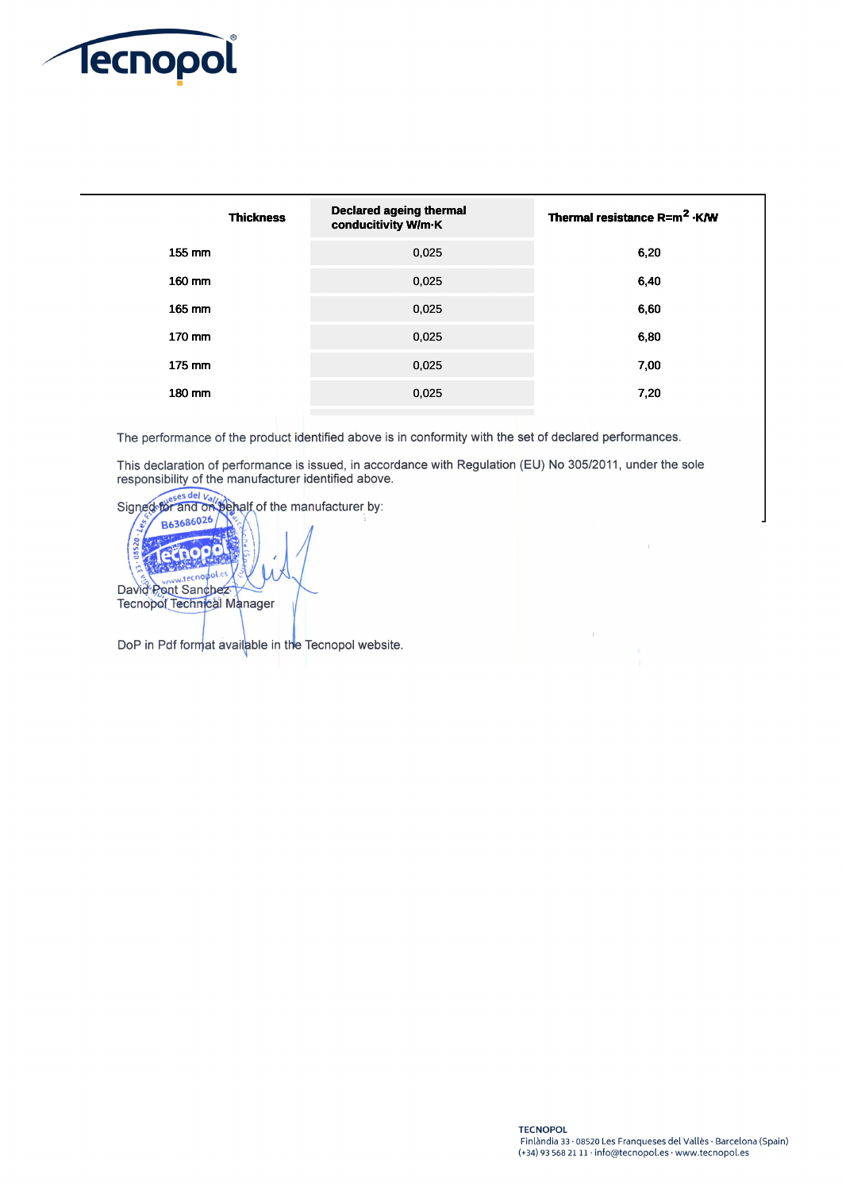| Thickness | Declared ageing thermal conducitivity W/m·K | Thermal resistance R=m$^2$·K/W |
|---|---|---|
| 155 mm | 0,025 | 6,20 |
| 160 mm | 0,025 | 6,40 |
| 165 mm | 0,025 | 6,60 |
| 170 mm | 0,025 | 6,80 |
| 175 mm | 0,025 | 7,00 |
| 180 mm | 0,025 | 7,20 |

The performance of the product identified above is in conformity with the set of declared performances.

This declaration of performance is issued, in accordance with Regulation (EU) No 305/2011, under the sole responsibility of the manufacturer identified above.

Signed for and on behalf of the manufacturer by:

David Pont Sanchez
Tecnopol Technical Manager

DoP in Pdf format available in the Tecnopol website.

**TECNOPOL**
Finlàndia 33 · 08520 Les Franqueses del Vallès · Barcelona (Spain)
(+34) 93 568 21 11 · info@tecnopol.es · www.tecnopol.es